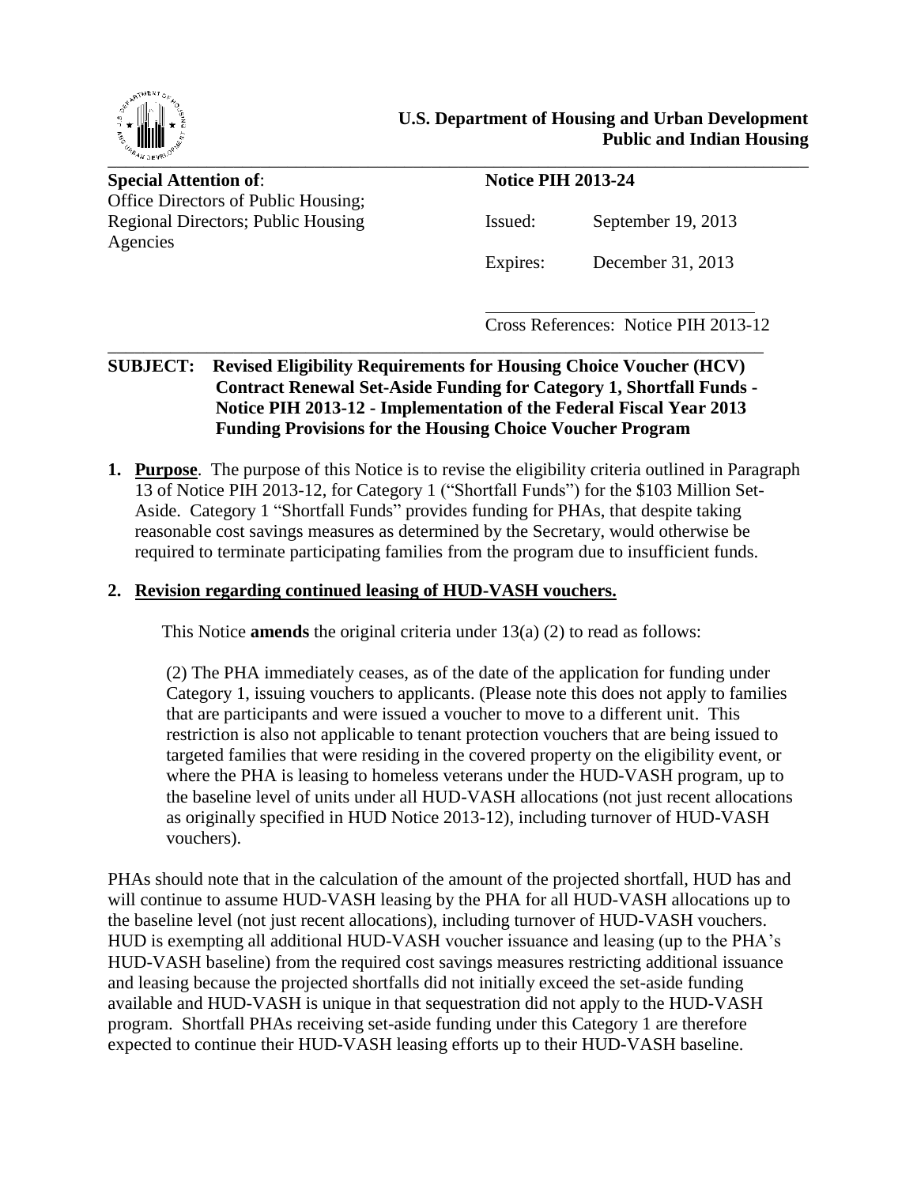**U.S. Department of Housing and Urban Development**
**Public and Indian Housing**

**Special Attention of**:
Office Directors of Public Housing; Regional Directors; Public Housing Agencies

**Notice PIH 2013-24**

Issued: September 19, 2013

Expires: December 31, 2013

Cross References: Notice PIH 2013-12

**SUBJECT: Revised Eligibility Requirements for Housing Choice Voucher (HCV) Contract Renewal Set-Aside Funding for Category 1, Shortfall Funds - Notice PIH 2013-12 - Implementation of the Federal Fiscal Year 2013 Funding Provisions for the Housing Choice Voucher Program**

1. **Purpose**. The purpose of this Notice is to revise the eligibility criteria outlined in Paragraph 13 of Notice PIH 2013-12, for Category 1 ("Shortfall Funds") for the $103 Million Set-Aside. Category 1 "Shortfall Funds" provides funding for PHAs, that despite taking reasonable cost savings measures as determined by the Secretary, would otherwise be required to terminate participating families from the program due to insufficient funds.

2. **Revision regarding continued leasing of HUD-VASH vouchers.**

   This Notice **amends** the original criteria under 13(a) (2) to read as follows:

   (2) The PHA immediately ceases, as of the date of the application for funding under Category 1, issuing vouchers to applicants. (Please note this does not apply to families that are participants and were issued a voucher to move to a different unit. This restriction is also not applicable to tenant protection vouchers that are being issued to targeted families that were residing in the covered property on the eligibility event, or where the PHA is leasing to homeless veterans under the HUD-VASH program, up to the baseline level of units under all HUD-VASH allocations (not just recent allocations as originally specified in HUD Notice 2013-12), including turnover of HUD-VASH vouchers).

PHAs should note that in the calculation of the amount of the projected shortfall, HUD has and will continue to assume HUD-VASH leasing by the PHA for all HUD-VASH allocations up to the baseline level (not just recent allocations), including turnover of HUD-VASH vouchers. HUD is exempting all additional HUD-VASH voucher issuance and leasing (up to the PHA's HUD-VASH baseline) from the required cost savings measures restricting additional issuance and leasing because the projected shortfalls did not initially exceed the set-aside funding available and HUD-VASH is unique in that sequestration did not apply to the HUD-VASH program. Shortfall PHAs receiving set-aside funding under this Category 1 are therefore expected to continue their HUD-VASH leasing efforts up to their HUD-VASH baseline.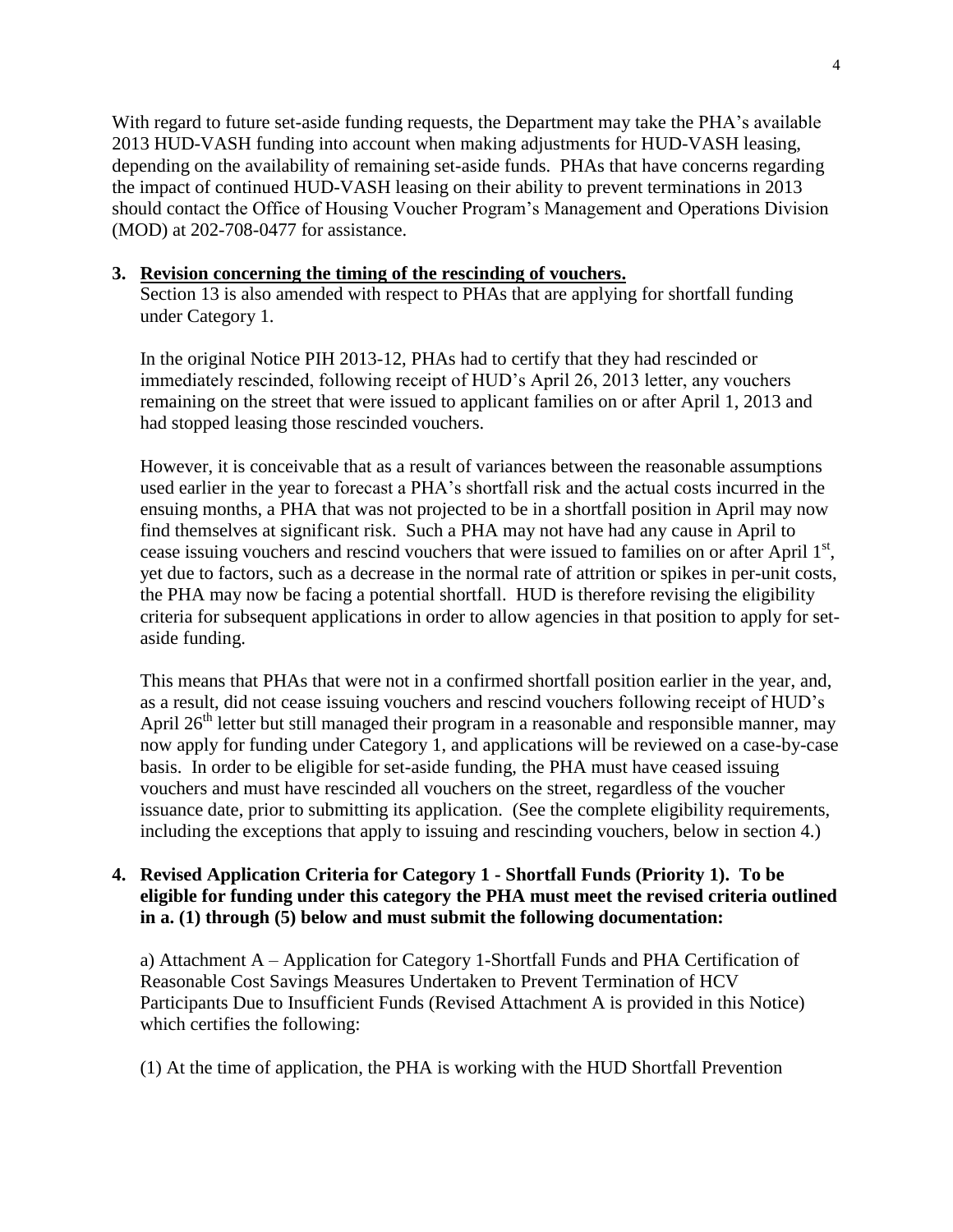With regard to future set-aside funding requests, the Department may take the PHA's available 2013 HUD-VASH funding into account when making adjustments for HUD-VASH leasing, depending on the availability of remaining set-aside funds. PHAs that have concerns regarding the impact of continued HUD-VASH leasing on their ability to prevent terminations in 2013 should contact the Office of Housing Voucher Program's Management and Operations Division (MOD) at 202-708-0477 for assistance.

**3. <u>Revision concerning the timing of the rescinding of vouchers.</u>**

Section 13 is also amended with respect to PHAs that are applying for shortfall funding under Category 1.

In the original Notice PIH 2013-12, PHAs had to certify that they had rescinded or immediately rescinded, following receipt of HUD's April 26, 2013 letter, any vouchers remaining on the street that were issued to applicant families on or after April 1, 2013 and had stopped leasing those rescinded vouchers.

However, it is conceivable that as a result of variances between the reasonable assumptions used earlier in the year to forecast a PHA's shortfall risk and the actual costs incurred in the ensuing months, a PHA that was not projected to be in a shortfall position in April may now find themselves at significant risk. Such a PHA may not have had any cause in April to cease issuing vouchers and rescind vouchers that were issued to families on or after April 1st, yet due to factors, such as a decrease in the normal rate of attrition or spikes in per-unit costs, the PHA may now be facing a potential shortfall. HUD is therefore revising the eligibility criteria for subsequent applications in order to allow agencies in that position to apply for set-aside funding.

This means that PHAs that were not in a confirmed shortfall position earlier in the year, and, as a result, did not cease issuing vouchers and rescind vouchers following receipt of HUD's April 26th letter but still managed their program in a reasonable and responsible manner, may now apply for funding under Category 1, and applications will be reviewed on a case-by-case basis. In order to be eligible for set-aside funding, the PHA must have ceased issuing vouchers and must have rescinded all vouchers on the street, regardless of the voucher issuance date, prior to submitting its application. (See the complete eligibility requirements, including the exceptions that apply to issuing and rescinding vouchers, below in section 4.)

**4. Revised Application Criteria for Category 1 - Shortfall Funds (Priority 1). To be eligible for funding under this category the PHA must meet the revised criteria outlined in a. (1) through (5) below and must submit the following documentation:**

a) Attachment A – Application for Category 1-Shortfall Funds and PHA Certification of Reasonable Cost Savings Measures Undertaken to Prevent Termination of HCV Participants Due to Insufficient Funds (Revised Attachment A is provided in this Notice) which certifies the following:

(1) At the time of application, the PHA is working with the HUD Shortfall Prevention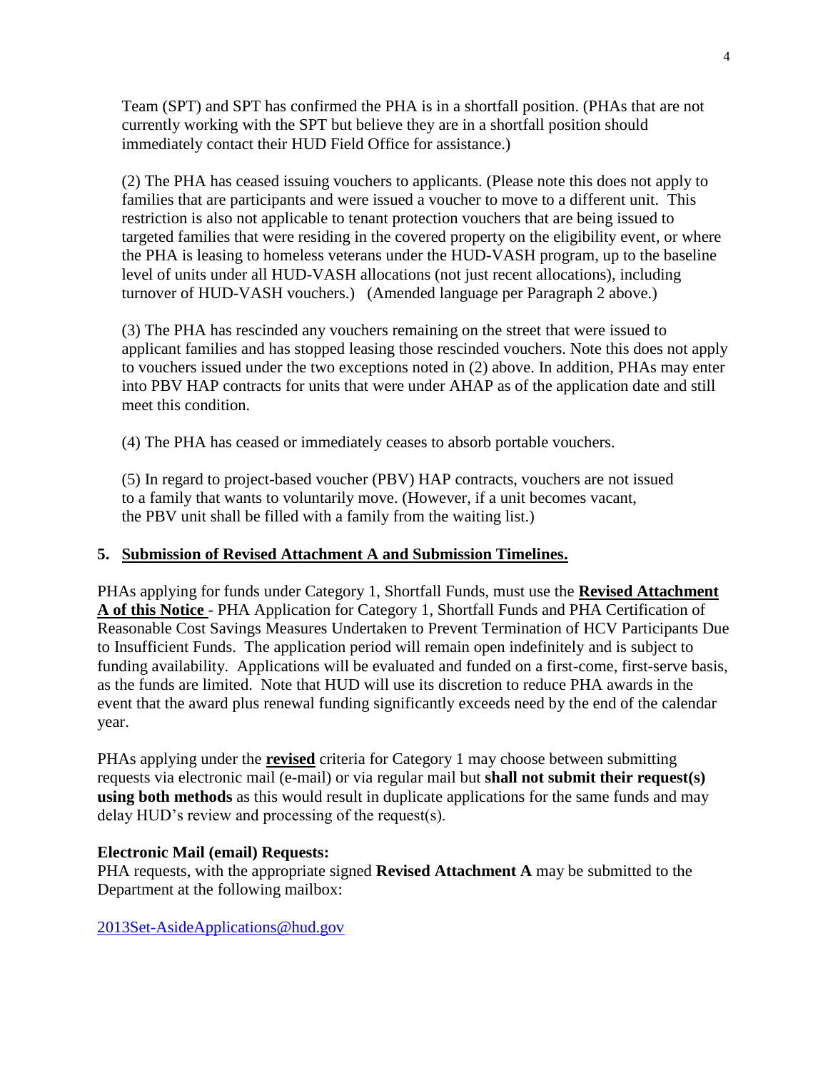Team (SPT) and SPT has confirmed the PHA is in a shortfall position. (PHAs that are not currently working with the SPT but believe they are in a shortfall position should immediately contact their HUD Field Office for assistance.)

(2) The PHA has ceased issuing vouchers to applicants. (Please note this does not apply to families that are participants and were issued a voucher to move to a different unit. This restriction is also not applicable to tenant protection vouchers that are being issued to targeted families that were residing in the covered property on the eligibility event, or where the PHA is leasing to homeless veterans under the HUD-VASH program, up to the baseline level of units under all HUD-VASH allocations (not just recent allocations), including turnover of HUD-VASH vouchers.) (Amended language per Paragraph 2 above.)

(3) The PHA has rescinded any vouchers remaining on the street that were issued to applicant families and has stopped leasing those rescinded vouchers. Note this does not apply to vouchers issued under the two exceptions noted in (2) above. In addition, PHAs may enter into PBV HAP contracts for units that were under AHAP as of the application date and still meet this condition.

(4) The PHA has ceased or immediately ceases to absorb portable vouchers.

(5) In regard to project-based voucher (PBV) HAP contracts, vouchers are not issued to a family that wants to voluntarily move. (However, if a unit becomes vacant, the PBV unit shall be filled with a family from the waiting list.)

**5. Submission of Revised Attachment A and Submission Timelines.**

PHAs applying for funds under Category 1, Shortfall Funds, must use the **Revised Attachment A of this Notice** - PHA Application for Category 1, Shortfall Funds and PHA Certification of Reasonable Cost Savings Measures Undertaken to Prevent Termination of HCV Participants Due to Insufficient Funds. The application period will remain open indefinitely and is subject to funding availability. Applications will be evaluated and funded on a first-come, first-serve basis, as the funds are limited. Note that HUD will use its discretion to reduce PHA awards in the event that the award plus renewal funding significantly exceeds need by the end of the calendar year.

PHAs applying under the **revised** criteria for Category 1 may choose between submitting requests via electronic mail (e-mail) or via regular mail but **shall not submit their request(s) using both methods** as this would result in duplicate applications for the same funds and may delay HUD's review and processing of the request(s).

**Electronic Mail (email) Requests:**

PHA requests, with the appropriate signed **Revised Attachment A** may be submitted to the Department at the following mailbox:

2013Set-AsideApplications@hud.gov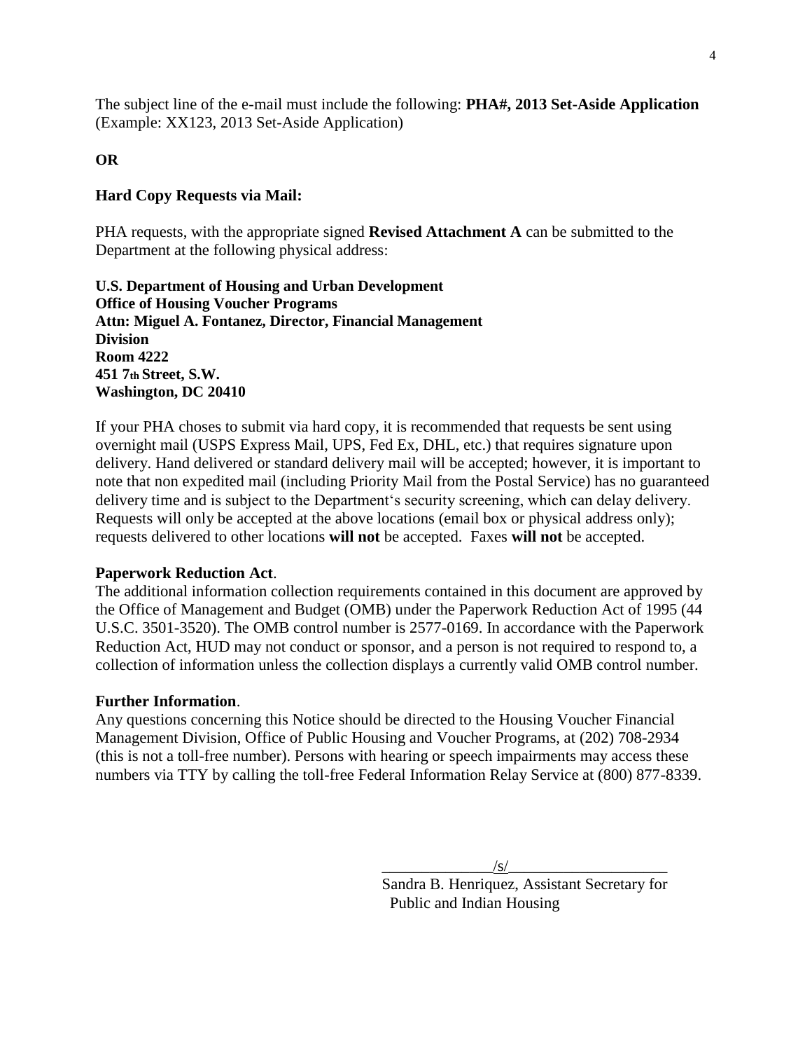The subject line of the e-mail must include the following: **PHA#, 2013 Set-Aside Application** (Example: XX123, 2013 Set-Aside Application)

**OR**

**Hard Copy Requests via Mail:**

PHA requests, with the appropriate signed **Revised Attachment A** can be submitted to the Department at the following physical address:

**U.S. Department of Housing and Urban Development**
**Office of Housing Voucher Programs**
**Attn: Miguel A. Fontanez, Director, Financial Management Division**
**Room 4222**
**451 7th Street, S.W.**
**Washington, DC 20410**

If your PHA choses to submit via hard copy, it is recommended that requests be sent using overnight mail (USPS Express Mail, UPS, Fed Ex, DHL, etc.) that requires signature upon delivery. Hand delivered or standard delivery mail will be accepted; however, it is important to note that non expedited mail (including Priority Mail from the Postal Service) has no guaranteed delivery time and is subject to the Department's security screening, which can delay delivery. Requests will only be accepted at the above locations (email box or physical address only); requests delivered to other locations **will not** be accepted. Faxes **will not** be accepted.

**Paperwork Reduction Act**.
The additional information collection requirements contained in this document are approved by the Office of Management and Budget (OMB) under the Paperwork Reduction Act of 1995 (44 U.S.C. 3501-3520). The OMB control number is 2577-0169. In accordance with the Paperwork Reduction Act, HUD may not conduct or sponsor, and a person is not required to respond to, a collection of information unless the collection displays a currently valid OMB control number.

**Further Information**.
Any questions concerning this Notice should be directed to the Housing Voucher Financial Management Division, Office of Public Housing and Voucher Programs, at (202) 708-2934 (this is not a toll-free number). Persons with hearing or speech impairments may access these numbers via TTY by calling the toll-free Federal Information Relay Service at (800) 877-8339.

/s/

Sandra B. Henriquez, Assistant Secretary for Public and Indian Housing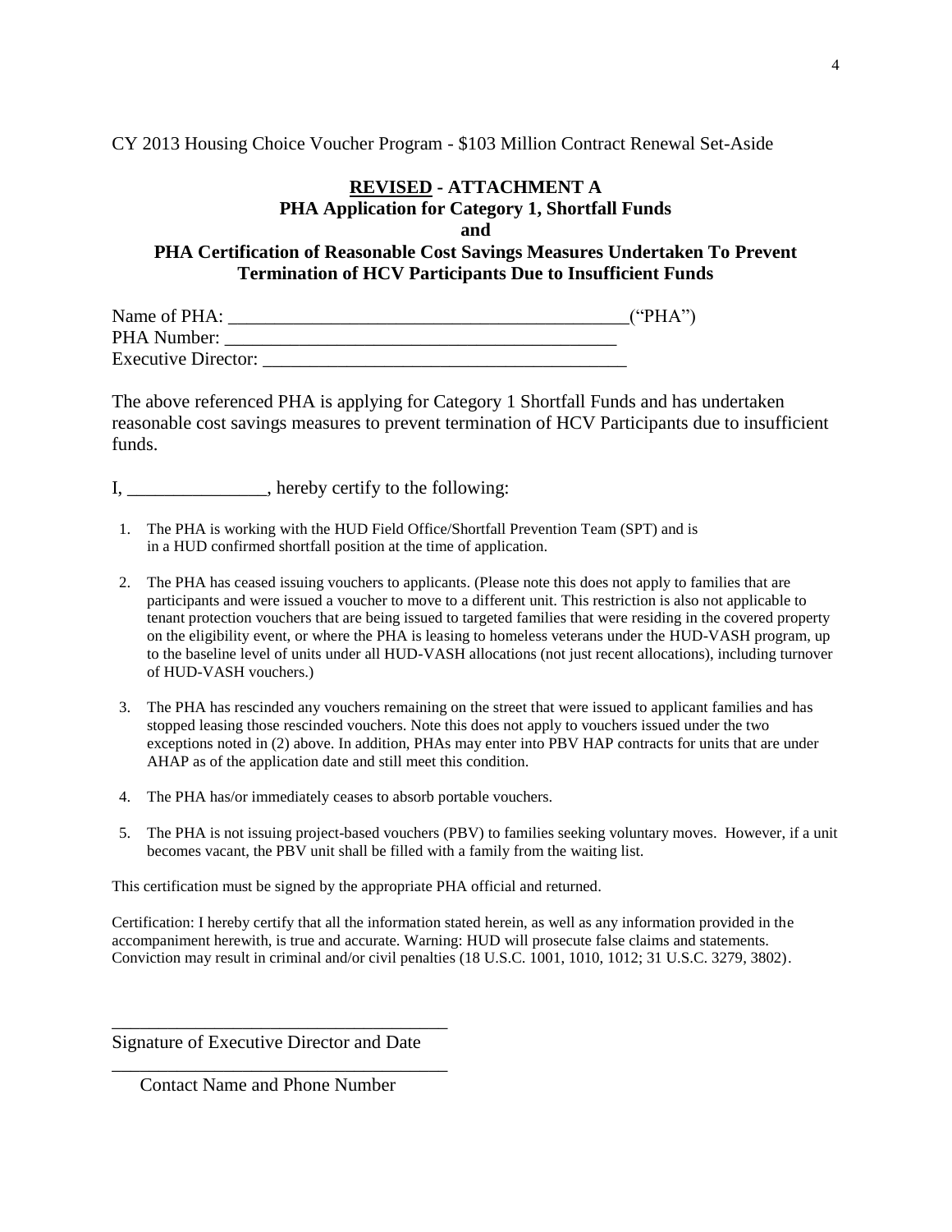CY 2013 Housing Choice Voucher Program - $103 Million Contract Renewal Set-Aside

## **REVISED** - ATTACHMENT A
## PHA Application for Category 1, Shortfall Funds
## and
## PHA Certification of Reasonable Cost Savings Measures Undertaken To Prevent Termination of HCV Participants Due to Insufficient Funds

Name of PHA: ___________________________________________("PHA")
PHA Number: ___________________________________________
Executive Director: ______________________________________

The above referenced PHA is applying for Category 1 Shortfall Funds and has undertaken reasonable cost savings measures to prevent termination of HCV Participants due to insufficient funds.

I, _______________, hereby certify to the following:

1. The PHA is working with the HUD Field Office/Shortfall Prevention Team (SPT) and is in a HUD confirmed shortfall position at the time of application.
2. The PHA has ceased issuing vouchers to applicants. (Please note this does not apply to families that are participants and were issued a voucher to move to a different unit. This restriction is also not applicable to tenant protection vouchers that are being issued to targeted families that were residing in the covered property on the eligibility event, or where the PHA is leasing to homeless veterans under the HUD-VASH program, up to the baseline level of units under all HUD-VASH allocations (not just recent allocations), including turnover of HUD-VASH vouchers.)
3. The PHA has rescinded any vouchers remaining on the street that were issued to applicant families and has stopped leasing those rescinded vouchers. Note this does not apply to vouchers issued under the two exceptions noted in (2) above. In addition, PHAs may enter into PBV HAP contracts for units that are under AHAP as of the application date and still meet this condition.
4. The PHA has/or immediately ceases to absorb portable vouchers.
5. The PHA is not issuing project-based vouchers (PBV) to families seeking voluntary moves. However, if a unit becomes vacant, the PBV unit shall be filled with a family from the waiting list.

This certification must be signed by the appropriate PHA official and returned.

Certification: I hereby certify that all the information stated herein, as well as any information provided in the accompaniment herewith, is true and accurate. Warning: HUD will prosecute false claims and statements. Conviction may result in criminal and/or civil penalties (18 U.S.C. 1001, 1010, 1012; 31 U.S.C. 3279, 3802).

_____________________________________
Signature of Executive Director and Date

_____________________________________
Contact Name and Phone Number